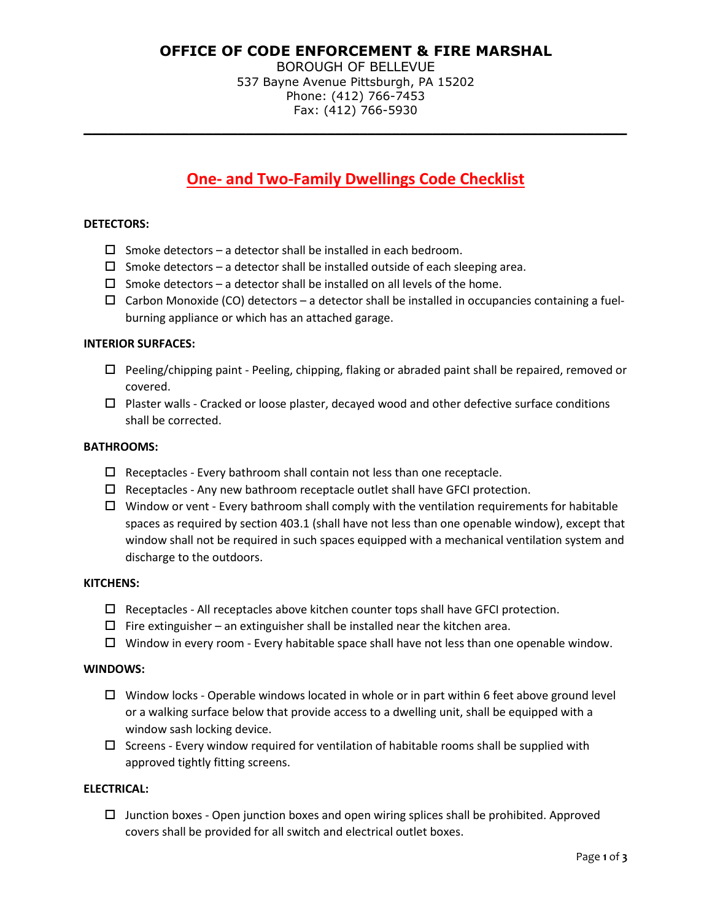# OFFICE OF CODE ENFORCEMENT & FIRE MARSHAL

BOROUGH OF BELLEVUE
537 Bayne Avenue Pittsburgh, PA 15202
Phone: (412) 766-7453
Fax: (412) 766-5930

---

## One- and Two-Family Dwellings Code Checklist

**DETECTORS:**

- ☐ Smoke detectors – a detector shall be installed in each bedroom.
- ☐ Smoke detectors – a detector shall be installed outside of each sleeping area.
- ☐ Smoke detectors – a detector shall be installed on all levels of the home.
- ☐ Carbon Monoxide (CO) detectors – a detector shall be installed in occupancies containing a fuel-burning appliance or which has an attached garage.

**INTERIOR SURFACES:**

- ☐ Peeling/chipping paint - Peeling, chipping, flaking or abraded paint shall be repaired, removed or covered.
- ☐ Plaster walls - Cracked or loose plaster, decayed wood and other defective surface conditions shall be corrected.

**BATHROOMS:**

- ☐ Receptacles - Every bathroom shall contain not less than one receptacle.
- ☐ Receptacles - Any new bathroom receptacle outlet shall have GFCI protection.
- ☐ Window or vent - Every bathroom shall comply with the ventilation requirements for habitable spaces as required by section 403.1 (shall have not less than one openable window), except that window shall not be required in such spaces equipped with a mechanical ventilation system and discharge to the outdoors.

**KITCHENS:**

- ☐ Receptacles - All receptacles above kitchen counter tops shall have GFCI protection.
- ☐ Fire extinguisher – an extinguisher shall be installed near the kitchen area.
- ☐ Window in every room - Every habitable space shall have not less than one openable window.

**WINDOWS:**

- ☐ Window locks - Operable windows located in whole or in part within 6 feet above ground level or a walking surface below that provide access to a dwelling unit, shall be equipped with a window sash locking device.
- ☐ Screens - Every window required for ventilation of habitable rooms shall be supplied with approved tightly fitting screens.

**ELECTRICAL:**

- ☐ Junction boxes - Open junction boxes and open wiring splices shall be prohibited. Approved covers shall be provided for all switch and electrical outlet boxes.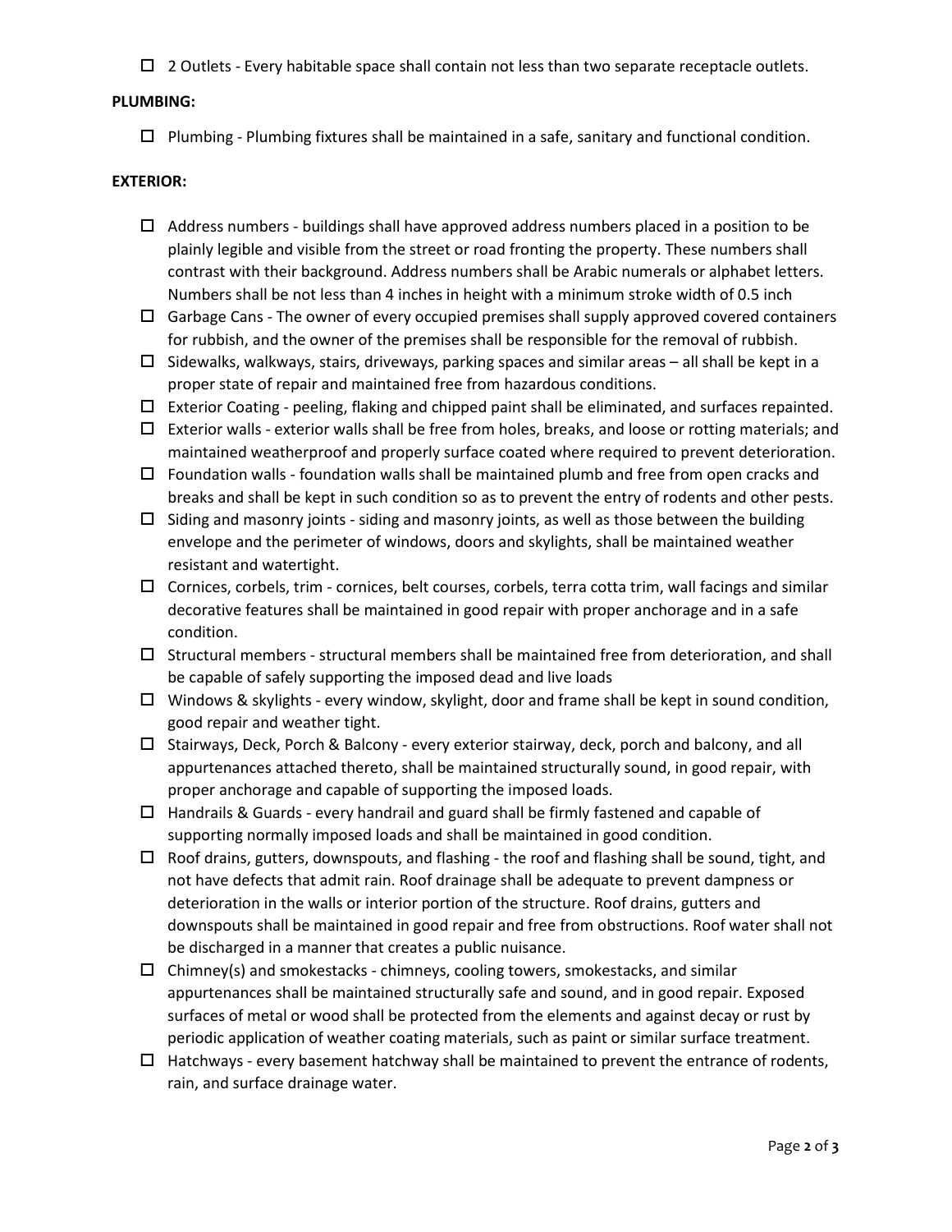- [ ] 2 Outlets - Every habitable space shall contain not less than two separate receptacle outlets.

**PLUMBING:**

- [ ] Plumbing - Plumbing fixtures shall be maintained in a safe, sanitary and functional condition.

**EXTERIOR:**

- [ ] Address numbers - buildings shall have approved address numbers placed in a position to be plainly legible and visible from the street or road fronting the property. These numbers shall contrast with their background. Address numbers shall be Arabic numerals or alphabet letters. Numbers shall be not less than 4 inches in height with a minimum stroke width of 0.5 inch
- [ ] Garbage Cans - The owner of every occupied premises shall supply approved covered containers for rubbish, and the owner of the premises shall be responsible for the removal of rubbish.
- [ ] Sidewalks, walkways, stairs, driveways, parking spaces and similar areas – all shall be kept in a proper state of repair and maintained free from hazardous conditions.
- [ ] Exterior Coating - peeling, flaking and chipped paint shall be eliminated, and surfaces repainted.
- [ ] Exterior walls - exterior walls shall be free from holes, breaks, and loose or rotting materials; and maintained weatherproof and properly surface coated where required to prevent deterioration.
- [ ] Foundation walls - foundation walls shall be maintained plumb and free from open cracks and breaks and shall be kept in such condition so as to prevent the entry of rodents and other pests.
- [ ] Siding and masonry joints - siding and masonry joints, as well as those between the building envelope and the perimeter of windows, doors and skylights, shall be maintained weather resistant and watertight.
- [ ] Cornices, corbels, trim - cornices, belt courses, corbels, terra cotta trim, wall facings and similar decorative features shall be maintained in good repair with proper anchorage and in a safe condition.
- [ ] Structural members - structural members shall be maintained free from deterioration, and shall be capable of safely supporting the imposed dead and live loads
- [ ] Windows & skylights - every window, skylight, door and frame shall be kept in sound condition, good repair and weather tight.
- [ ] Stairways, Deck, Porch & Balcony - every exterior stairway, deck, porch and balcony, and all appurtenances attached thereto, shall be maintained structurally sound, in good repair, with proper anchorage and capable of supporting the imposed loads.
- [ ] Handrails & Guards - every handrail and guard shall be firmly fastened and capable of supporting normally imposed loads and shall be maintained in good condition.
- [ ] Roof drains, gutters, downspouts, and flashing - the roof and flashing shall be sound, tight, and not have defects that admit rain. Roof drainage shall be adequate to prevent dampness or deterioration in the walls or interior portion of the structure. Roof drains, gutters and downspouts shall be maintained in good repair and free from obstructions. Roof water shall not be discharged in a manner that creates a public nuisance.
- [ ] Chimney(s) and smokestacks - chimneys, cooling towers, smokestacks, and similar appurtenances shall be maintained structurally safe and sound, and in good repair. Exposed surfaces of metal or wood shall be protected from the elements and against decay or rust by periodic application of weather coating materials, such as paint or similar surface treatment.
- [ ] Hatchways - every basement hatchway shall be maintained to prevent the entrance of rodents, rain, and surface drainage water.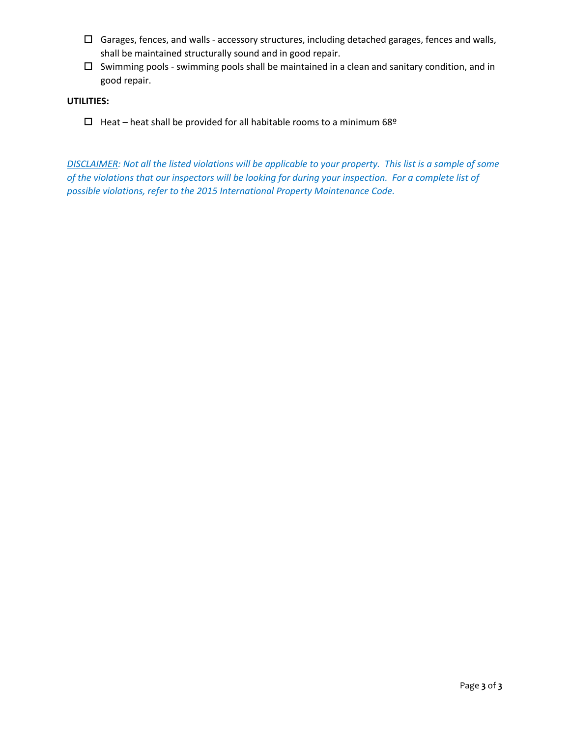- ☐ Garages, fences, and walls - accessory structures, including detached garages, fences and walls, shall be maintained structurally sound and in good repair.
- ☐ Swimming pools - swimming pools shall be maintained in a clean and sanitary condition, and in good repair.

**UTILITIES:**

- ☐ Heat – heat shall be provided for all habitable rooms to a minimum 68º

*<u>DISCLAIMER</u>: Not all the listed violations will be applicable to your property. This list is a sample of some of the violations that our inspectors will be looking for during your inspection. For a complete list of possible violations, refer to the 2015 International Property Maintenance Code.*